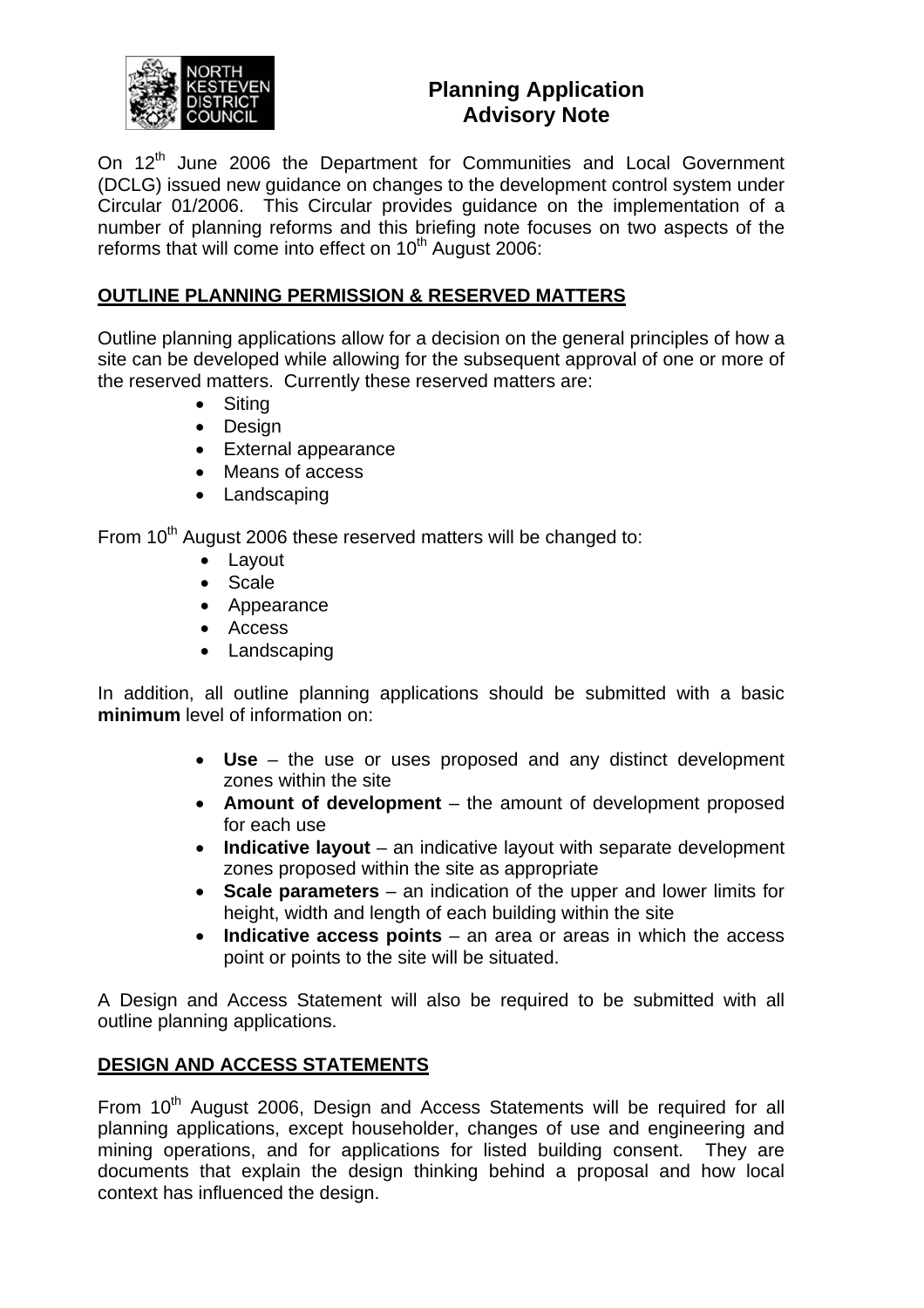NORTH KESTEVEN DISTRICT COUNCIL

# Planning Application Advisory Note

On 12th June 2006 the Department for Communities and Local Government (DCLG) issued new guidance on changes to the development control system under Circular 01/2006. This Circular provides guidance on the implementation of a number of planning reforms and this briefing note focuses on two aspects of the reforms that will come into effect on 10th August 2006:

## OUTLINE PLANNING PERMISSION & RESERVED MATTERS

Outline planning applications allow for a decision on the general principles of how a site can be developed while allowing for the subsequent approval of one or more of the reserved matters. Currently these reserved matters are:

- Siting
- Design
- External appearance
- Means of access
- Landscaping

From 10th August 2006 these reserved matters will be changed to:

- Layout
- Scale
- Appearance
- Access
- Landscaping

In addition, all outline planning applications should be submitted with a basic **minimum** level of information on:

- **Use** – the use or uses proposed and any distinct development zones within the site
- **Amount of development** – the amount of development proposed for each use
- **Indicative layout** – an indicative layout with separate development zones proposed within the site as appropriate
- **Scale parameters** – an indication of the upper and lower limits for height, width and length of each building within the site
- **Indicative access points** – an area or areas in which the access point or points to the site will be situated.

A Design and Access Statement will also be required to be submitted with all outline planning applications.

## DESIGN AND ACCESS STATEMENTS

From 10th August 2006, Design and Access Statements will be required for all planning applications, except householder, changes of use and engineering and mining operations, and for applications for listed building consent. They are documents that explain the design thinking behind a proposal and how local context has influenced the design.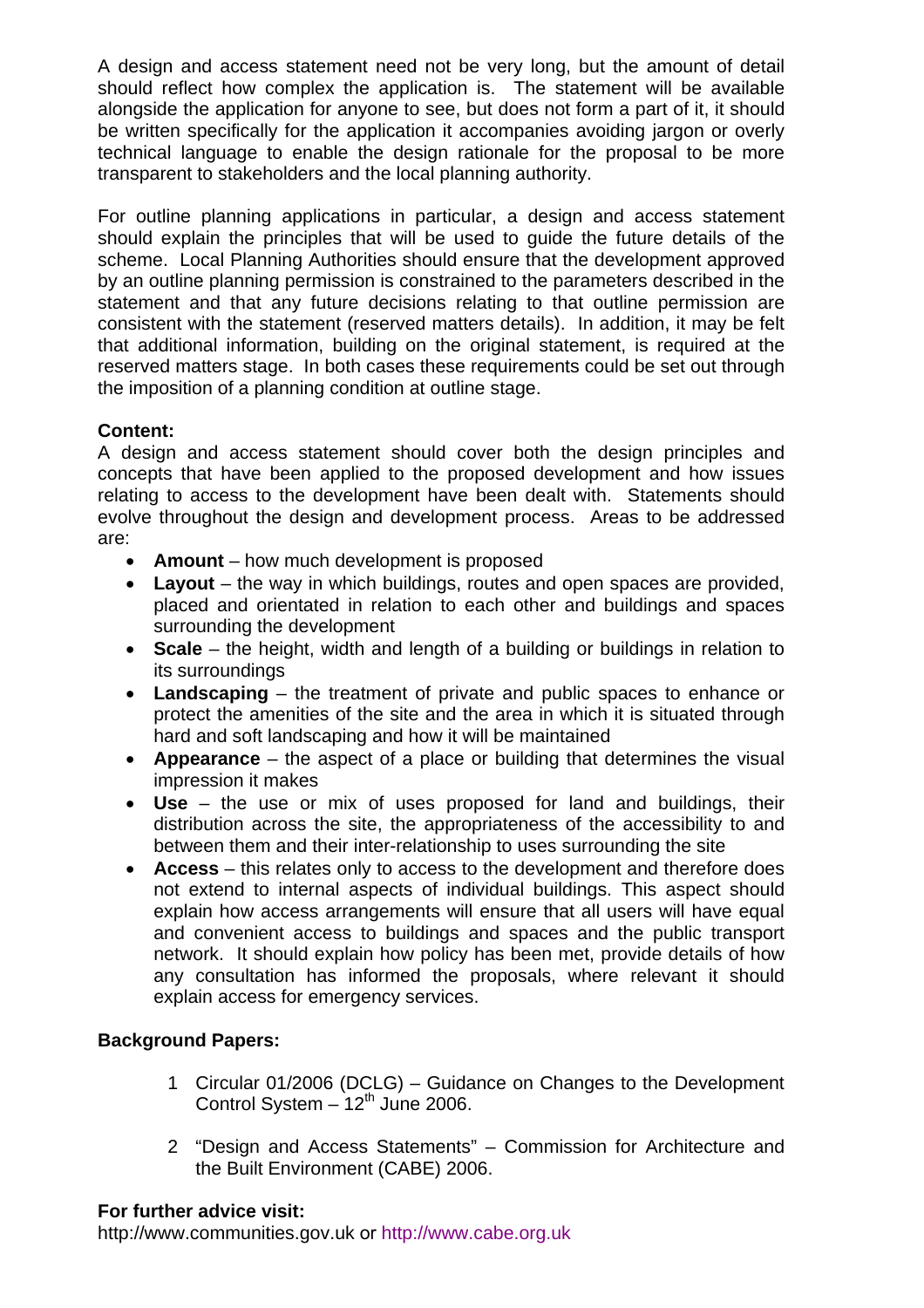A design and access statement need not be very long, but the amount of detail should reflect how complex the application is. The statement will be available alongside the application for anyone to see, but does not form a part of it, it should be written specifically for the application it accompanies avoiding jargon or overly technical language to enable the design rationale for the proposal to be more transparent to stakeholders and the local planning authority.

For outline planning applications in particular, a design and access statement should explain the principles that will be used to guide the future details of the scheme. Local Planning Authorities should ensure that the development approved by an outline planning permission is constrained to the parameters described in the statement and that any future decisions relating to that outline permission are consistent with the statement (reserved matters details). In addition, it may be felt that additional information, building on the original statement, is required at the reserved matters stage. In both cases these requirements could be set out through the imposition of a planning condition at outline stage.

**Content:**

A design and access statement should cover both the design principles and concepts that have been applied to the proposed development and how issues relating to access to the development have been dealt with. Statements should evolve throughout the design and development process. Areas to be addressed are:

- **Amount** – how much development is proposed
- **Layout** – the way in which buildings, routes and open spaces are provided, placed and orientated in relation to each other and buildings and spaces surrounding the development
- **Scale** – the height, width and length of a building or buildings in relation to its surroundings
- **Landscaping** – the treatment of private and public spaces to enhance or protect the amenities of the site and the area in which it is situated through hard and soft landscaping and how it will be maintained
- **Appearance** – the aspect of a place or building that determines the visual impression it makes
- **Use** – the use or mix of uses proposed for land and buildings, their distribution across the site, the appropriateness of the accessibility to and between them and their inter-relationship to uses surrounding the site
- **Access** – this relates only to access to the development and therefore does not extend to internal aspects of individual buildings. This aspect should explain how access arrangements will ensure that all users will have equal and convenient access to buildings and spaces and the public transport network. It should explain how policy has been met, provide details of how any consultation has informed the proposals, where relevant it should explain access for emergency services.

**Background Papers:**

1. Circular 01/2006 (DCLG) – Guidance on Changes to the Development Control System – 12th June 2006.
2. "Design and Access Statements" – Commission for Architecture and the Built Environment (CABE) 2006.

**For further advice visit:**

http://www.communities.gov.uk or http://www.cabe.org.uk